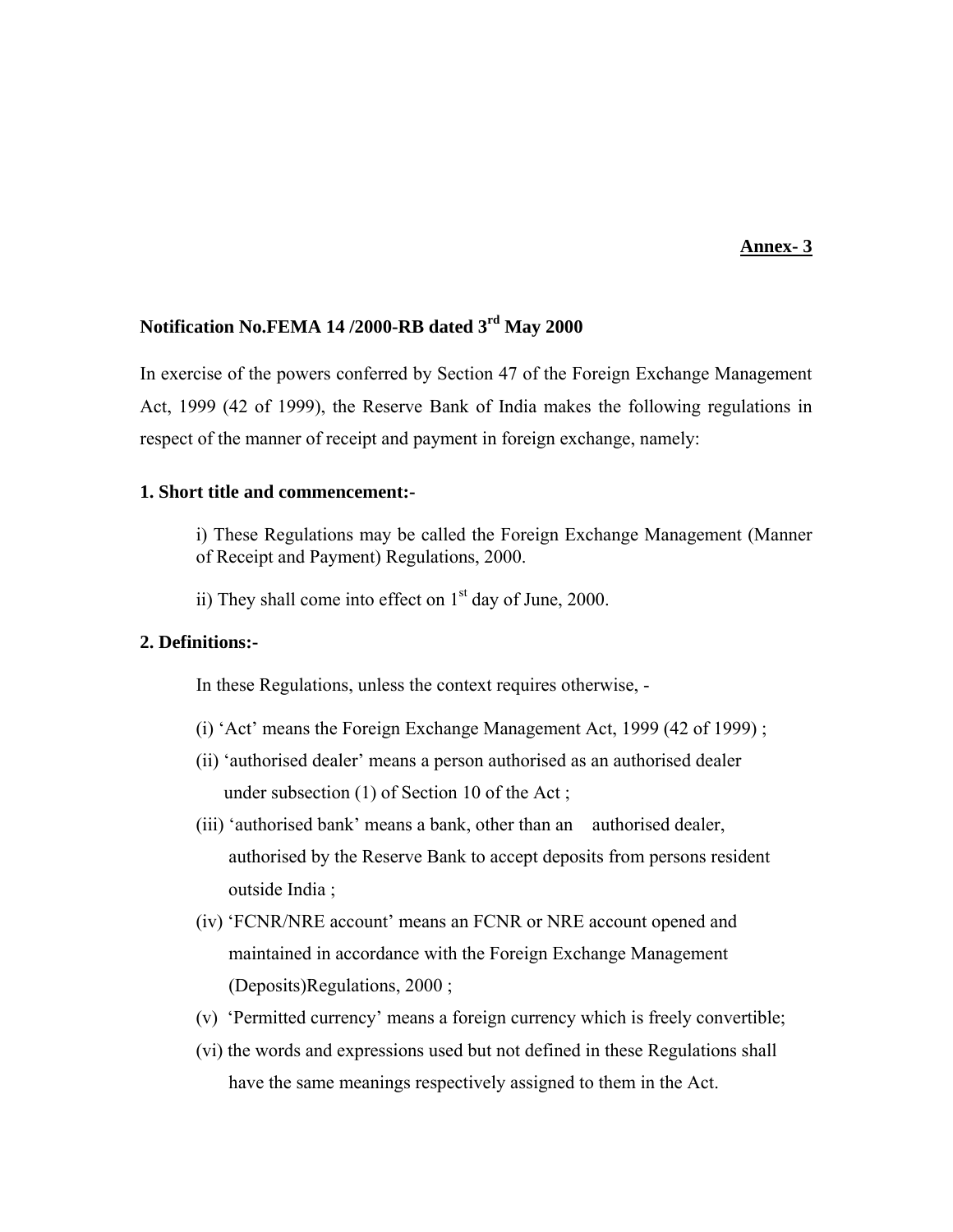**Annex- 3**

**Notification No.FEMA 14 /2000-RB dated 3rd May 2000**

In exercise of the powers conferred by Section 47 of the Foreign Exchange Management Act, 1999 (42 of 1999), the Reserve Bank of India makes the following regulations in respect of the manner of receipt and payment in foreign exchange, namely:

**1. Short title and commencement:-**

i) These Regulations may be called the Foreign Exchange Management (Manner of Receipt and Payment) Regulations, 2000.

ii) They shall come into effect on 1st day of June, 2000.

**2. Definitions:-**

In these Regulations, unless the context requires otherwise, -

(i) 'Act' means the Foreign Exchange Management Act, 1999 (42 of 1999) ;

(ii) 'authorised dealer' means a person authorised as an authorised dealer under subsection (1) of Section 10 of the Act ;

(iii) 'authorised bank' means a bank, other than an authorised dealer, authorised by the Reserve Bank to accept deposits from persons resident outside India ;

(iv) 'FCNR/NRE account' means an FCNR or NRE account opened and maintained in accordance with the Foreign Exchange Management (Deposits)Regulations, 2000 ;

(v) 'Permitted currency' means a foreign currency which is freely convertible;

(vi) the words and expressions used but not defined in these Regulations shall have the same meanings respectively assigned to them in the Act.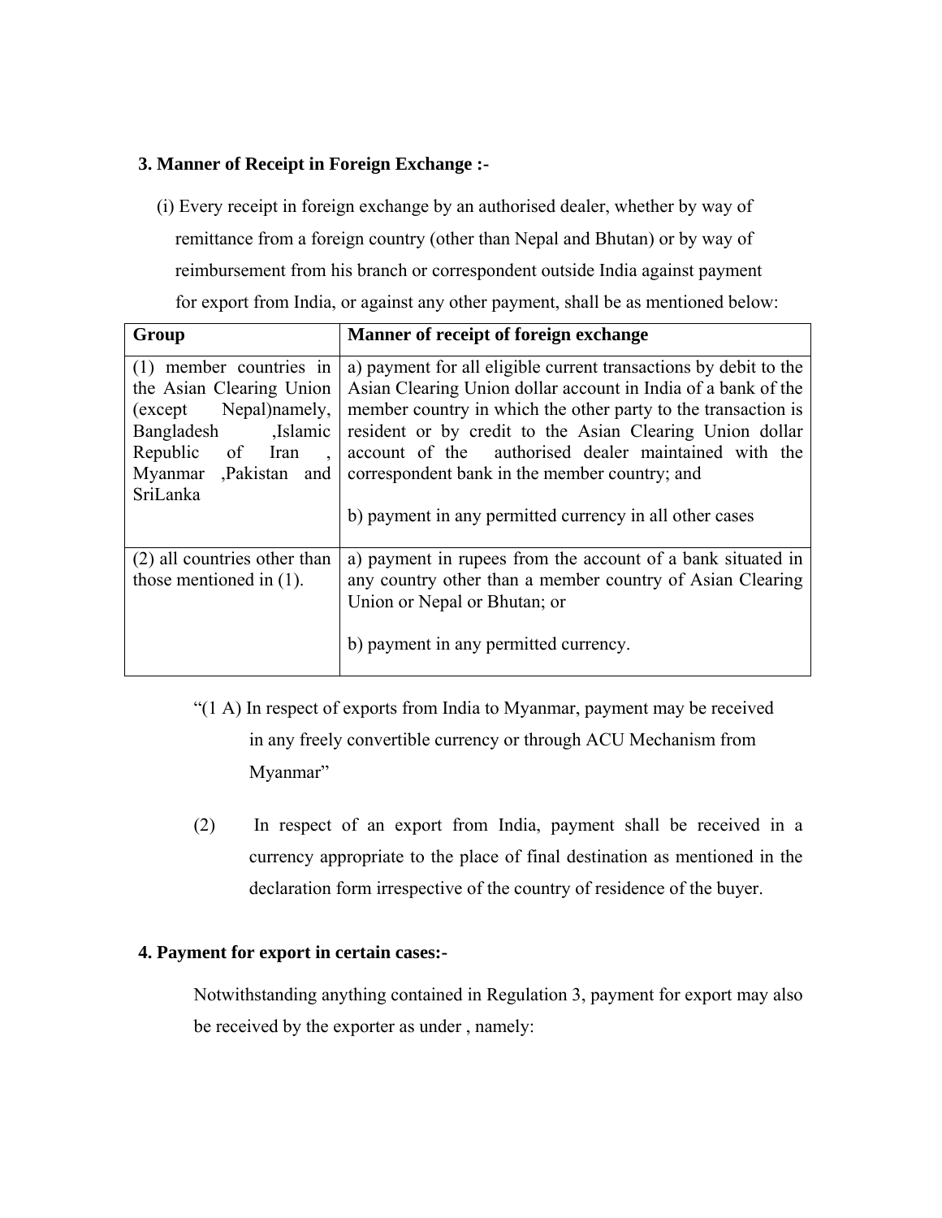**3. Manner of Receipt in Foreign Exchange :-**

(i) Every receipt in foreign exchange by an authorised dealer, whether by way of remittance from a foreign country (other than Nepal and Bhutan) or by way of reimbursement from his branch or correspondent outside India against payment for export from India, or against any other payment, shall be as mentioned below:

| Group | Manner of receipt of foreign exchange |
|---|---|
| (1) member countries in the Asian Clearing Union (except Nepal)namely, Bangladesh ,Islamic Republic of Iran , Myanmar ,Pakistan and SriLanka | a) payment for all eligible current transactions by debit to the Asian Clearing Union dollar account in India of a bank of the member country in which the other party to the transaction is resident or by credit to the Asian Clearing Union dollar account of the authorised dealer maintained with the correspondent bank in the member country; and<br><br>b) payment in any permitted currency in all other cases |
| (2) all countries other than those mentioned in (1). | a) payment in rupees from the account of a bank situated in any country other than a member country of Asian Clearing Union or Nepal or Bhutan; or<br><br>b) payment in any permitted currency. |

"(1 A) In respect of exports from India to Myanmar, payment may be received in any freely convertible currency or through ACU Mechanism from Myanmar"

(2) In respect of an export from India, payment shall be received in a currency appropriate to the place of final destination as mentioned in the declaration form irrespective of the country of residence of the buyer.

**4. Payment for export in certain cases:-**

Notwithstanding anything contained in Regulation 3, payment for export may also be received by the exporter as under , namely: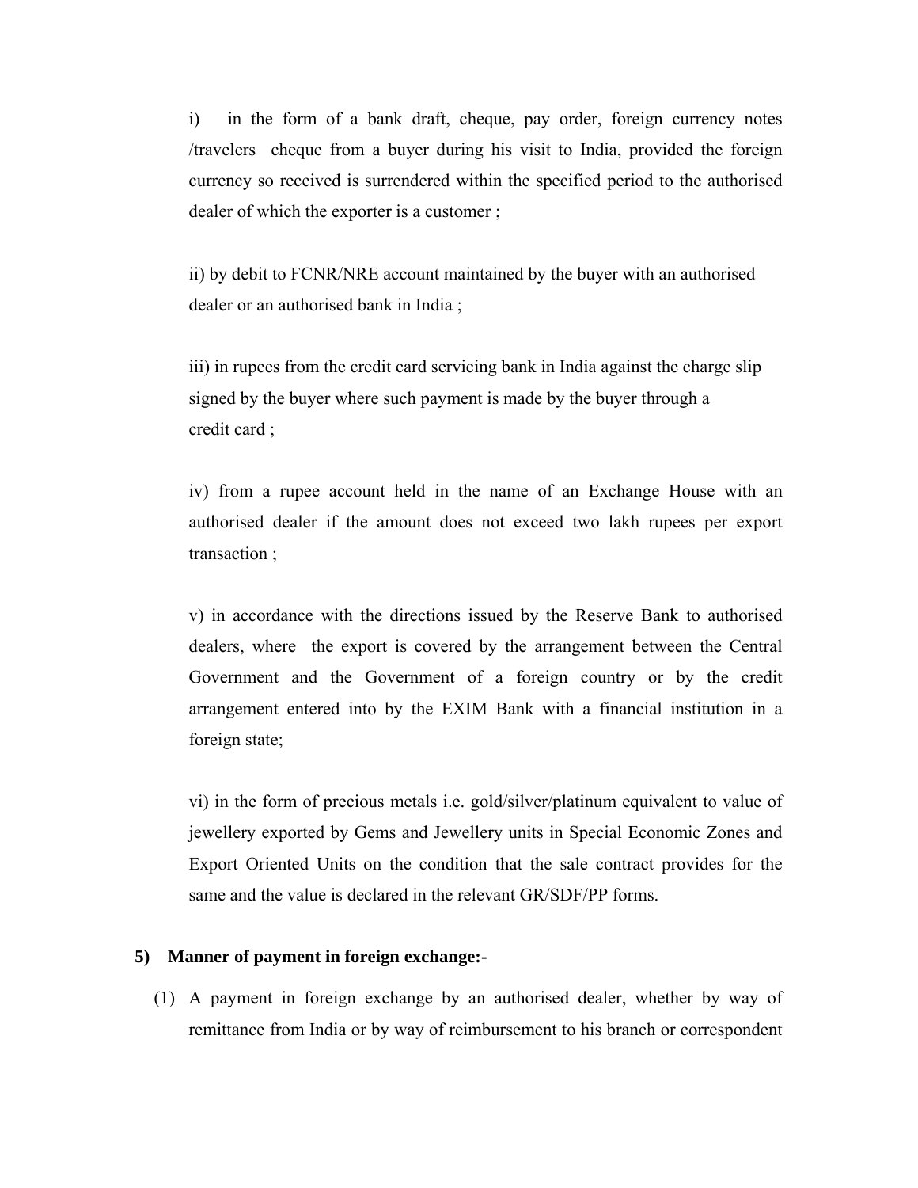i) in the form of a bank draft, cheque, pay order, foreign currency notes /travelers cheque from a buyer during his visit to India, provided the foreign currency so received is surrendered within the specified period to the authorised dealer of which the exporter is a customer ;

ii) by debit to FCNR/NRE account maintained by the buyer with an authorised dealer or an authorised bank in India ;

iii) in rupees from the credit card servicing bank in India against the charge slip signed by the buyer where such payment is made by the buyer through a credit card ;

iv) from a rupee account held in the name of an Exchange House with an authorised dealer if the amount does not exceed two lakh rupees per export transaction ;

v) in accordance with the directions issued by the Reserve Bank to authorised dealers, where the export is covered by the arrangement between the Central Government and the Government of a foreign country or by the credit arrangement entered into by the EXIM Bank with a financial institution in a foreign state;

vi) in the form of precious metals i.e. gold/silver/platinum equivalent to value of jewellery exported by Gems and Jewellery units in Special Economic Zones and Export Oriented Units on the condition that the sale contract provides for the same and the value is declared in the relevant GR/SDF/PP forms.

**5) Manner of payment in foreign exchange:-**

(1) A payment in foreign exchange by an authorised dealer, whether by way of remittance from India or by way of reimbursement to his branch or correspondent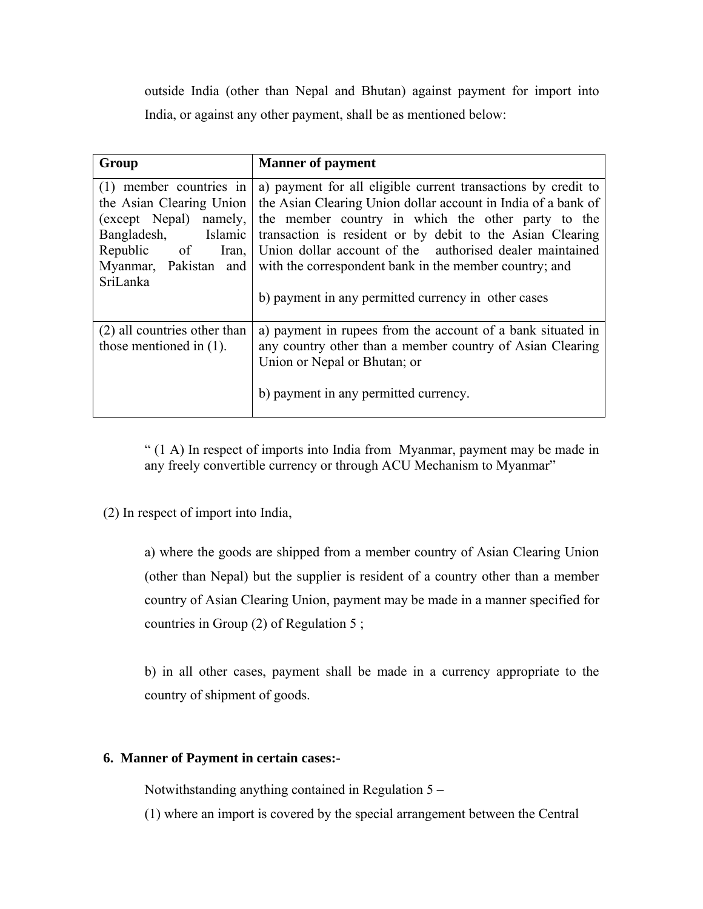outside India (other than Nepal and Bhutan) against payment for import into India, or against any other payment, shall be as mentioned below:

| Group | Manner of payment |
|---|---|
| (1) member countries in the Asian Clearing Union (except Nepal) namely, Bangladesh, Islamic Republic of Iran, Myanmar, Pakistan and SriLanka | a) payment for all eligible current transactions by credit to the Asian Clearing Union dollar account in India of a bank of the member country in which the other party to the transaction is resident or by debit to the Asian Clearing Union dollar account of the authorised dealer maintained with the correspondent bank in the member country; and<br><br>b) payment in any permitted currency in other cases |
| (2) all countries other than those mentioned in (1). | a) payment in rupees from the account of a bank situated in any country other than a member country of Asian Clearing Union or Nepal or Bhutan; or<br><br>b) payment in any permitted currency. |

" (1 A) In respect of imports into India from Myanmar, payment may be made in any freely convertible currency or through ACU Mechanism to Myanmar"

(2) In respect of import into India,

a) where the goods are shipped from a member country of Asian Clearing Union (other than Nepal) but the supplier is resident of a country other than a member country of Asian Clearing Union, payment may be made in a manner specified for countries in Group (2) of Regulation 5 ;

b) in all other cases, payment shall be made in a currency appropriate to the country of shipment of goods.

**6. Manner of Payment in certain cases:-**

Notwithstanding anything contained in Regulation 5 –

(1) where an import is covered by the special arrangement between the Central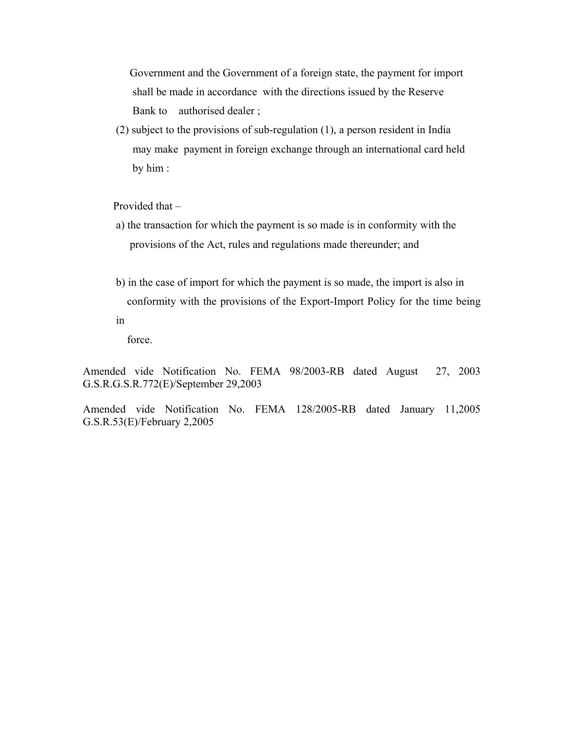Government and the Government of a foreign state, the payment for import shall be made in accordance with the directions issued by the Reserve Bank to authorised dealer ;

(2) subject to the provisions of sub-regulation (1), a person resident in India may make payment in foreign exchange through an international card held by him :

Provided that –

a) the transaction for which the payment is so made is in conformity with the provisions of the Act, rules and regulations made thereunder; and

b) in the case of import for which the payment is so made, the import is also in conformity with the provisions of the Export-Import Policy for the time being in force.

Amended vide Notification No. FEMA 98/2003-RB dated August 27, 2003 G.S.R.G.S.R.772(E)/September 29,2003

Amended vide Notification No. FEMA 128/2005-RB dated January 11,2005 G.S.R.53(E)/February 2,2005